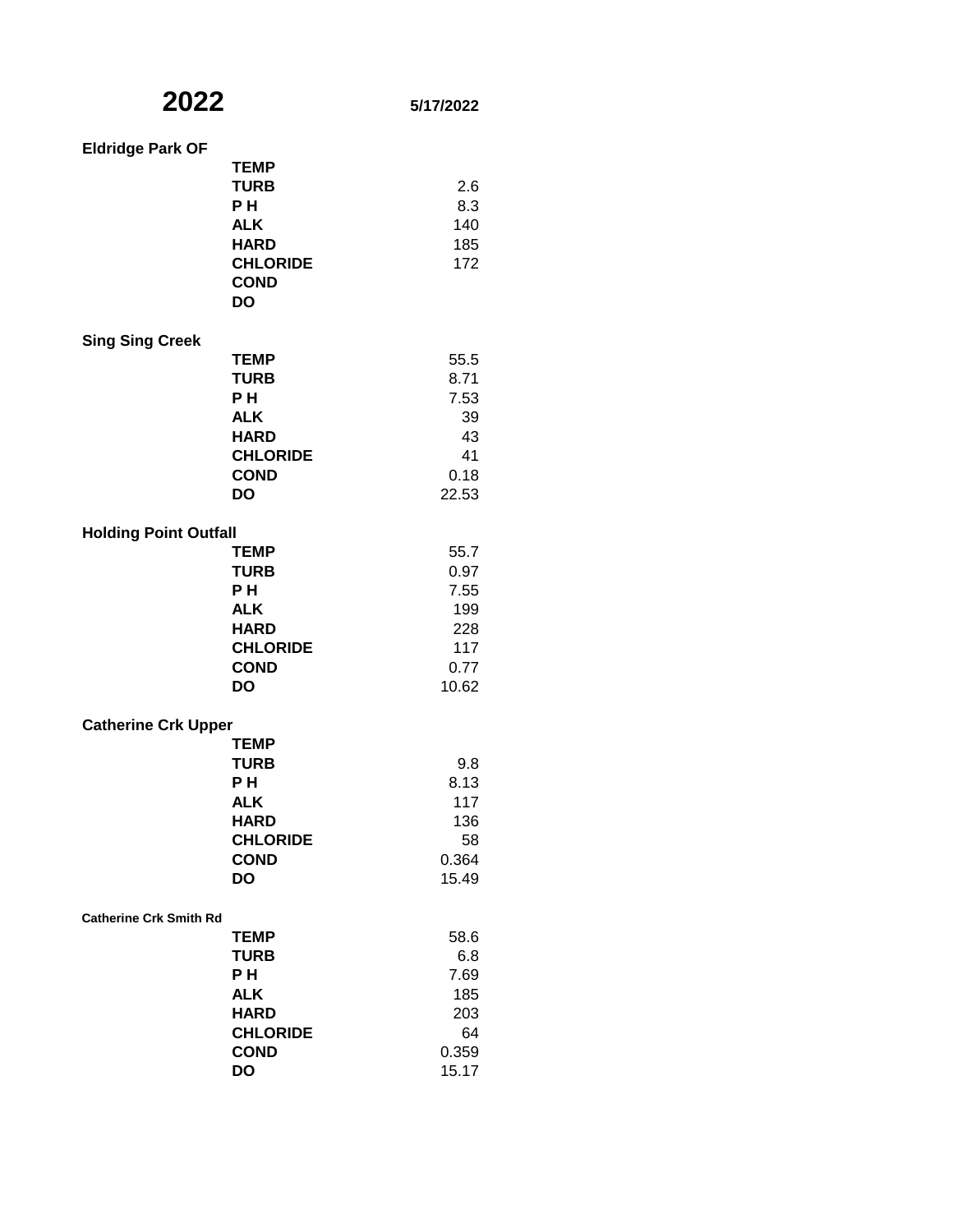# 2022

**5/17/2022**

**Eldridge Park OF**

| Parameter | Value |
|---|---|
| **TEMP** | |
| **TURB** | 2.6 |
| **P H** | 8.3 |
| **ALK** | 140 |
| **HARD** | 185 |
| **CHLORIDE** | 172 |
| **COND** | |
| **DO** | |

**Sing Sing Creek**

| Parameter | Value |
|---|---|
| **TEMP** | 55.5 |
| **TURB** | 8.71 |
| **P H** | 7.53 |
| **ALK** | 39 |
| **HARD** | 43 |
| **CHLORIDE** | 41 |
| **COND** | 0.18 |
| **DO** | 22.53 |

**Holding Point Outfall**

| Parameter | Value |
|---|---|
| **TEMP** | 55.7 |
| **TURB** | 0.97 |
| **P H** | 7.55 |
| **ALK** | 199 |
| **HARD** | 228 |
| **CHLORIDE** | 117 |
| **COND** | 0.77 |
| **DO** | 10.62 |

**Catherine Crk Upper**

| Parameter | Value |
|---|---|
| **TEMP** | |
| **TURB** | 9.8 |
| **P H** | 8.13 |
| **ALK** | 117 |
| **HARD** | 136 |
| **CHLORIDE** | 58 |
| **COND** | 0.364 |
| **DO** | 15.49 |

**Catherine Crk Smith Rd**

| Parameter | Value |
|---|---|
| **TEMP** | 58.6 |
| **TURB** | 6.8 |
| **P H** | 7.69 |
| **ALK** | 185 |
| **HARD** | 203 |
| **CHLORIDE** | 64 |
| **COND** | 0.359 |
| **DO** | 15.17 |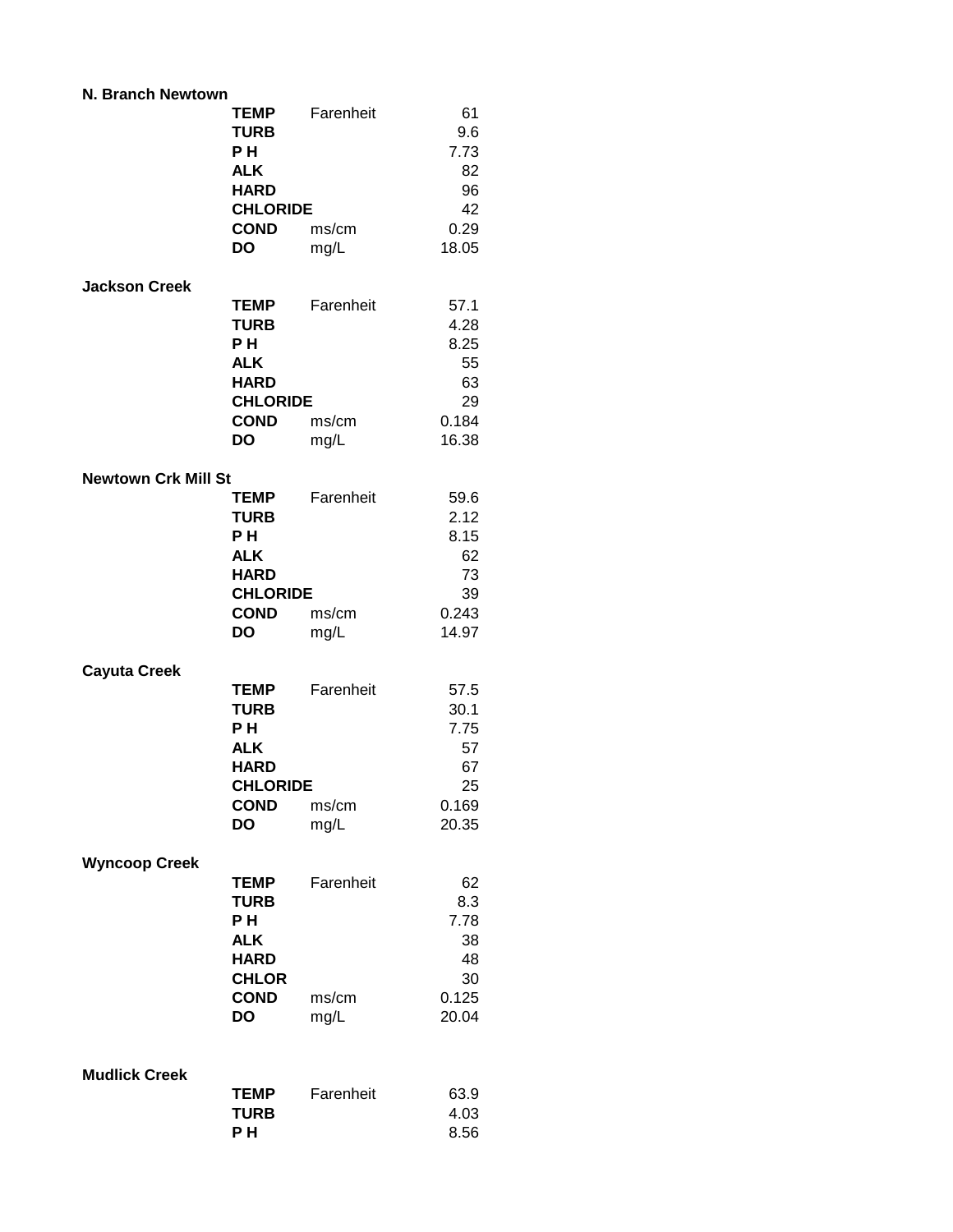**N. Branch Newtown**

| | | | |
|---|---|---|---|
| | **TEMP** | Farenheit | 61 |
| | **TURB** | | 9.6 |
| | **P H** | | 7.73 |
| | **ALK** | | 82 |
| | **HARD** | | 96 |
| | **CHLORIDE** | | 42 |
| | **COND** | ms/cm | 0.29 |
| | **DO** | mg/L | 18.05 |

**Jackson Creek**

| | | | |
|---|---|---|---|
| | **TEMP** | Farenheit | 57.1 |
| | **TURB** | | 4.28 |
| | **P H** | | 8.25 |
| | **ALK** | | 55 |
| | **HARD** | | 63 |
| | **CHLORIDE** | | 29 |
| | **COND** | ms/cm | 0.184 |
| | **DO** | mg/L | 16.38 |

**Newtown Crk Mill St**

| | | | |
|---|---|---|---|
| | **TEMP** | Farenheit | 59.6 |
| | **TURB** | | 2.12 |
| | **P H** | | 8.15 |
| | **ALK** | | 62 |
| | **HARD** | | 73 |
| | **CHLORIDE** | | 39 |
| | **COND** | ms/cm | 0.243 |
| | **DO** | mg/L | 14.97 |

**Cayuta Creek**

| | | | |
|---|---|---|---|
| | **TEMP** | Farenheit | 57.5 |
| | **TURB** | | 30.1 |
| | **P H** | | 7.75 |
| | **ALK** | | 57 |
| | **HARD** | | 67 |
| | **CHLORIDE** | | 25 |
| | **COND** | ms/cm | 0.169 |
| | **DO** | mg/L | 20.35 |

**Wyncoop Creek**

| | | | |
|---|---|---|---|
| | **TEMP** | Farenheit | 62 |
| | **TURB** | | 8.3 |
| | **P H** | | 7.78 |
| | **ALK** | | 38 |
| | **HARD** | | 48 |
| | **CHLOR** | | 30 |
| | **COND** | ms/cm | 0.125 |
| | **DO** | mg/L | 20.04 |

**Mudlick Creek**

| | | | |
|---|---|---|---|
| | **TEMP** | Farenheit | 63.9 |
| | **TURB** | | 4.03 |
| | **P H** | | 8.56 |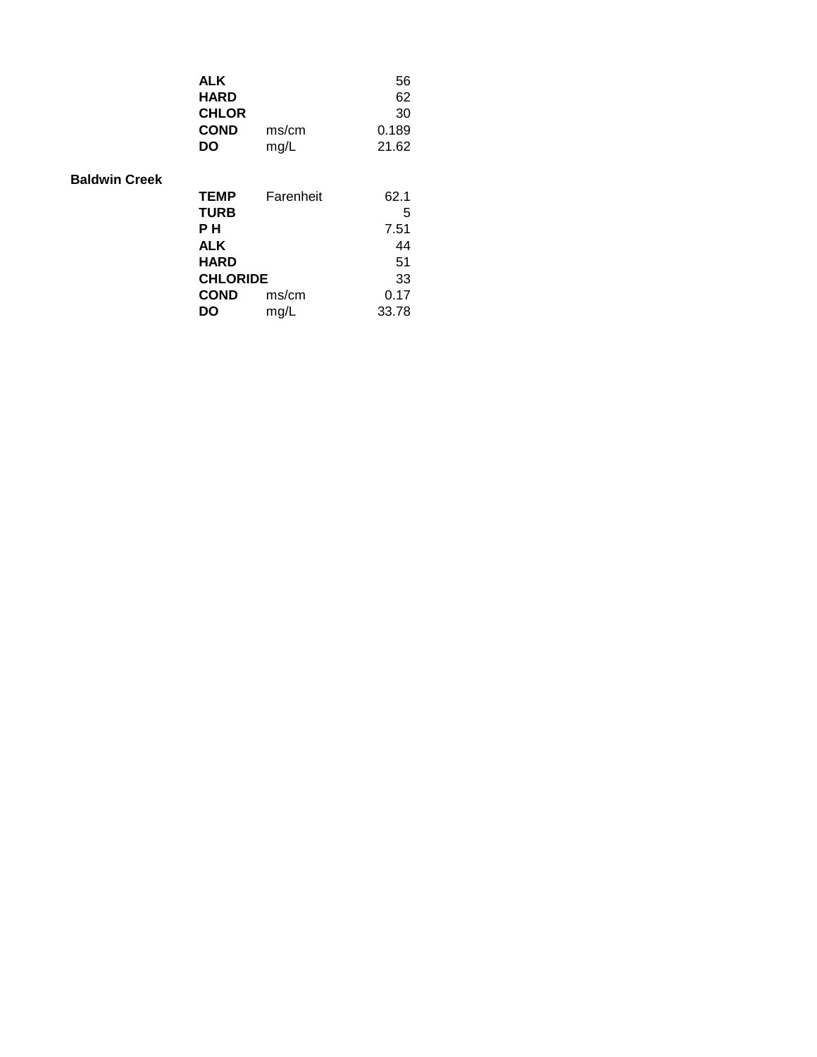| | | |
|---|---|---|
| **ALK** | | 56 |
| **HARD** | | 62 |
| **CHLOR** | | 30 |
| **COND** | ms/cm | 0.189 |
| **DO** | mg/L | 21.62 |

**Baldwin Creek**

| | | |
|---|---|---|
| **TEMP** | Farenheit | 62.1 |
| **TURB** | | 5 |
| **P H** | | 7.51 |
| **ALK** | | 44 |
| **HARD** | | 51 |
| **CHLORIDE** | | 33 |
| **COND** | ms/cm | 0.17 |
| **DO** | mg/L | 33.78 |